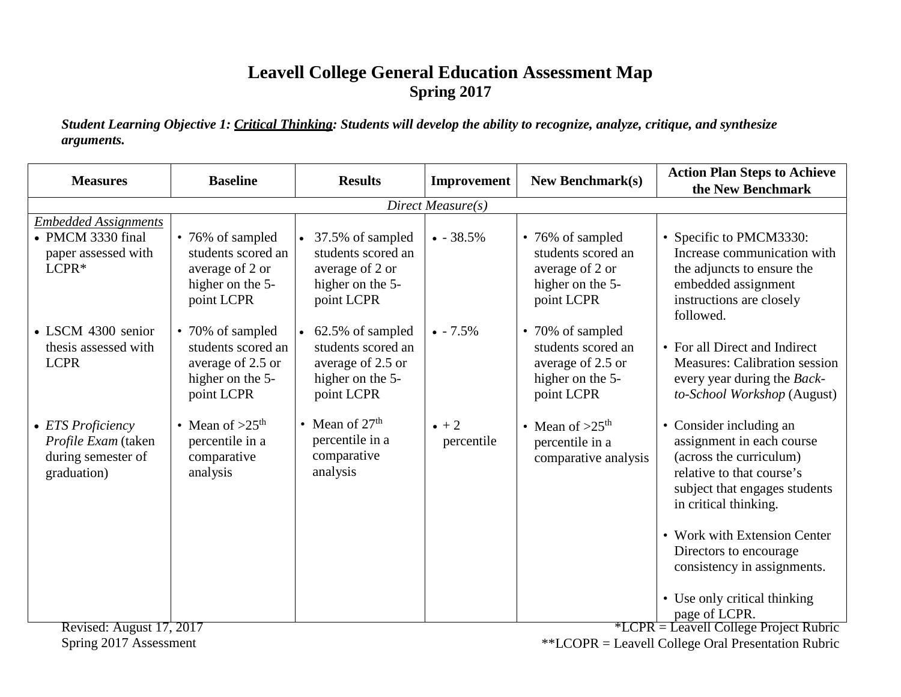# Leavell College General Education Assessment Map

## Spring 2017

***Student Learning Objective 1: Critical Thinking: Students will develop the ability to recognize, analyze, critique, and synthesize arguments.***

| Measures | Baseline | Results | Improvement | New Benchmark(s) | Action Plan Steps to Achieve the New Benchmark |
|---|---|---|---|---|---|
| *Direct Measure(s)* | | | | | |
| *Embedded Assignments*<br>• PMCM 3330 final paper assessed with LCPR* | • 76% of sampled students scored an average of 2 or higher on the 5-point LCPR | • 37.5% of sampled students scored an average of 2 or higher on the 5-point LCPR | • - 38.5% | • 76% of sampled students scored an average of 2 or higher on the 5-point LCPR | • Specific to PMCM3330: Increase communication with the adjuncts to ensure the embedded assignment instructions are closely followed. |
| • LSCM 4300 senior thesis assessed with LCPR | • 70% of sampled students scored an average of 2.5 or higher on the 5-point LCPR | • 62.5% of sampled students scored an average of 2.5 or higher on the 5-point LCPR | • - 7.5% | • 70% of sampled students scored an average of 2.5 or higher on the 5-point LCPR | • For all Direct and Indirect Measures: Calibration session every year during the *Back-to-School Workshop* (August) |
| • *ETS Proficiency Profile Exam* (taken during semester of graduation) | • Mean of >25th percentile in a comparative analysis | • Mean of 27th percentile in a comparative analysis | • + 2 percentile | • Mean of >25th percentile in a comparative analysis | • Consider including an assignment in each course (across the curriculum) relative to that course's subject that engages students in critical thinking.<br>• Work with Extension Center Directors to encourage consistency in assignments.<br>• Use only critical thinking page of LCPR. |

Revised: August 17, 2017
Spring 2017 Assessment

*LCPR = Leavell College Project Rubric
**LCOPR = Leavell College Oral Presentation Rubric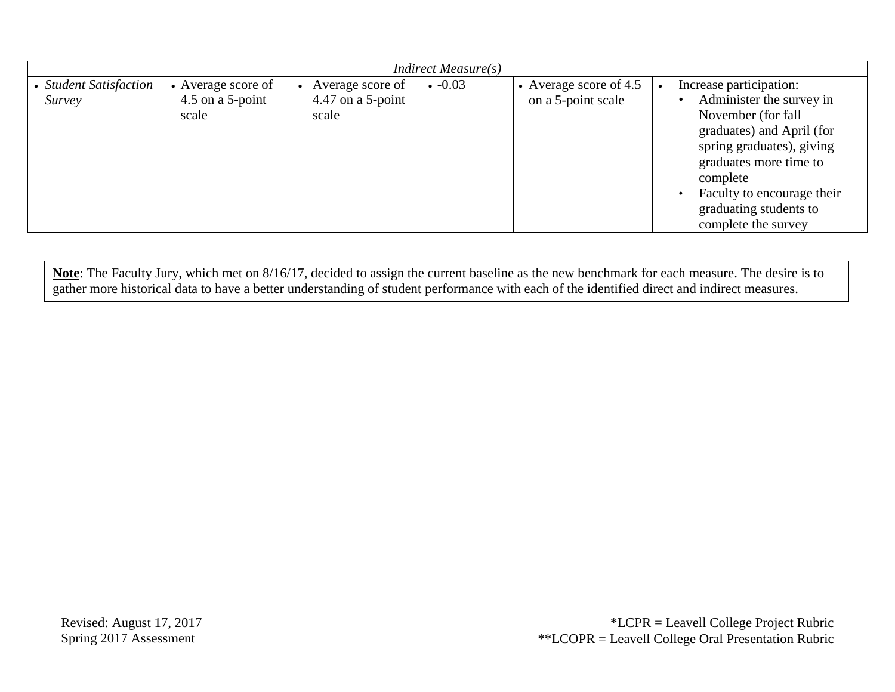| *Indirect Measure(s)* | | | | | |
|---|---|---|---|---|---|
| • *Student Satisfaction Survey* | • Average score of 4.5 on a 5-point scale | • Average score of 4.47 on a 5-point scale | • -0.03 | • Average score of 4.5 on a 5-point scale | • Increase participation: <br>• Administer the survey in November (for fall graduates) and April (for spring graduates), giving graduates more time to complete <br>• Faculty to encourage their graduating students to complete the survey |

**Note**: The Faculty Jury, which met on 8/16/17, decided to assign the current baseline as the new benchmark for each measure. The desire is to gather more historical data to have a better understanding of student performance with each of the identified direct and indirect measures.

Revised: August 17, 2017
Spring 2017 Assessment

*LCPR = Leavell College Project Rubric
**LCOPR = Leavell College Oral Presentation Rubric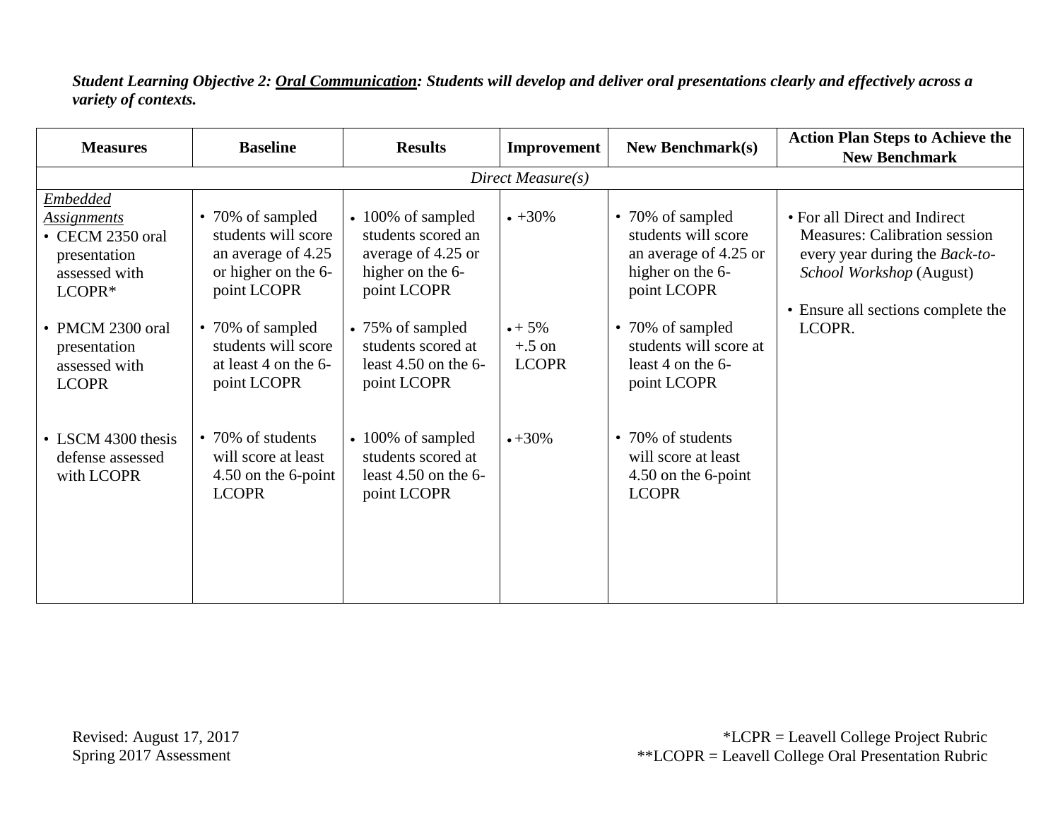***Student Learning Objective 2: <u>Oral Communication</u>: Students will develop and deliver oral presentations clearly and effectively across a variety of contexts.***

| Measures | Baseline | Results | Improvement | New Benchmark(s) | Action Plan Steps to Achieve the New Benchmark |
|---|---|---|---|---|---|
| *Direct Measure(s)* | | | | | |
| <u>*Embedded Assignments*</u><br>• CECM 2350 oral presentation assessed with LCOPR*<br><br>• PMCM 2300 oral presentation assessed with LCOPR<br><br>• LSCM 4300 thesis defense assessed with LCOPR | • 70% of sampled students will score an average of 4.25 or higher on the 6-point LCOPR<br><br>• 70% of sampled students will score at least 4 on the 6-point LCOPR<br><br>• 70% of students will score at least 4.50 on the 6-point LCOPR | • 100% of sampled students scored an average of 4.25 or higher on the 6-point LCOPR<br><br>• 75% of sampled students scored at least 4.50 on the 6-point LCOPR<br><br>• 100% of sampled students scored at least 4.50 on the 6-point LCOPR | • +30%<br><br>• + 5%<br>+.5 on LCOPR<br><br>• +30% | • 70% of sampled students will score an average of 4.25 or higher on the 6-point LCOPR<br><br>• 70% of sampled students will score at least 4 on the 6-point LCOPR<br><br>• 70% of students will score at least 4.50 on the 6-point LCOPR | • For all Direct and Indirect Measures: Calibration session every year during the *Back-to-School Workshop* (August)<br><br>• Ensure all sections complete the LCOPR. |

Revised: August 17, 2017
Spring 2017 Assessment

*LCPR = Leavell College Project Rubric
**LCOPR = Leavell College Oral Presentation Rubric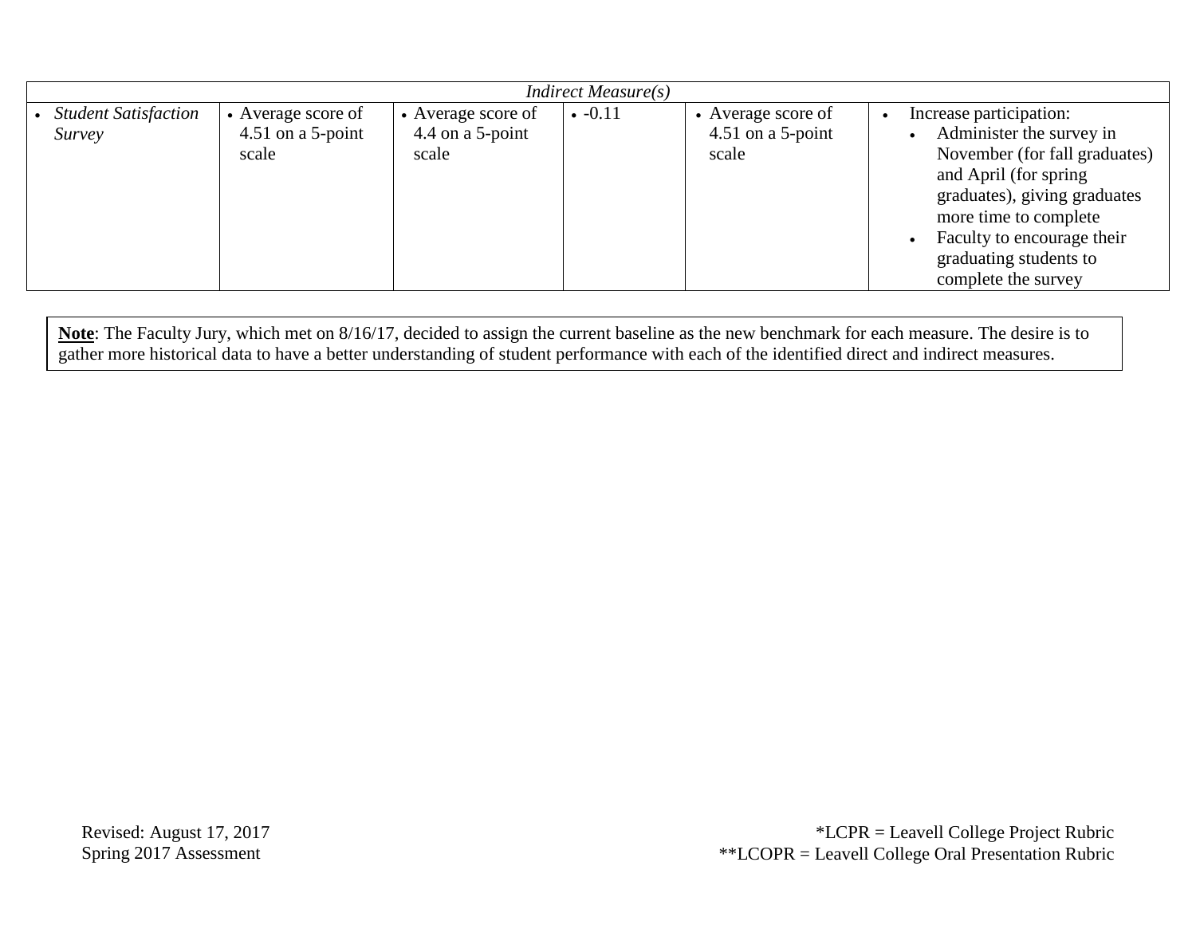| Indirect Measure(s) | | | | | |
|---|---|---|---|---|---|
| • *Student Satisfaction Survey* | • Average score of 4.51 on a 5-point scale | • Average score of 4.4 on a 5-point scale | • -0.11 | • Average score of 4.51 on a 5-point scale | • Increase participation:<br>• Administer the survey in November (for fall graduates) and April (for spring graduates), giving graduates more time to complete<br>• Faculty to encourage their graduating students to complete the survey |

**Note**: The Faculty Jury, which met on 8/16/17, decided to assign the current baseline as the new benchmark for each measure. The desire is to gather more historical data to have a better understanding of student performance with each of the identified direct and indirect measures.

Revised: August 17, 2017
Spring 2017 Assessment

*LCPR = Leavell College Project Rubric
**LCOPR = Leavell College Oral Presentation Rubric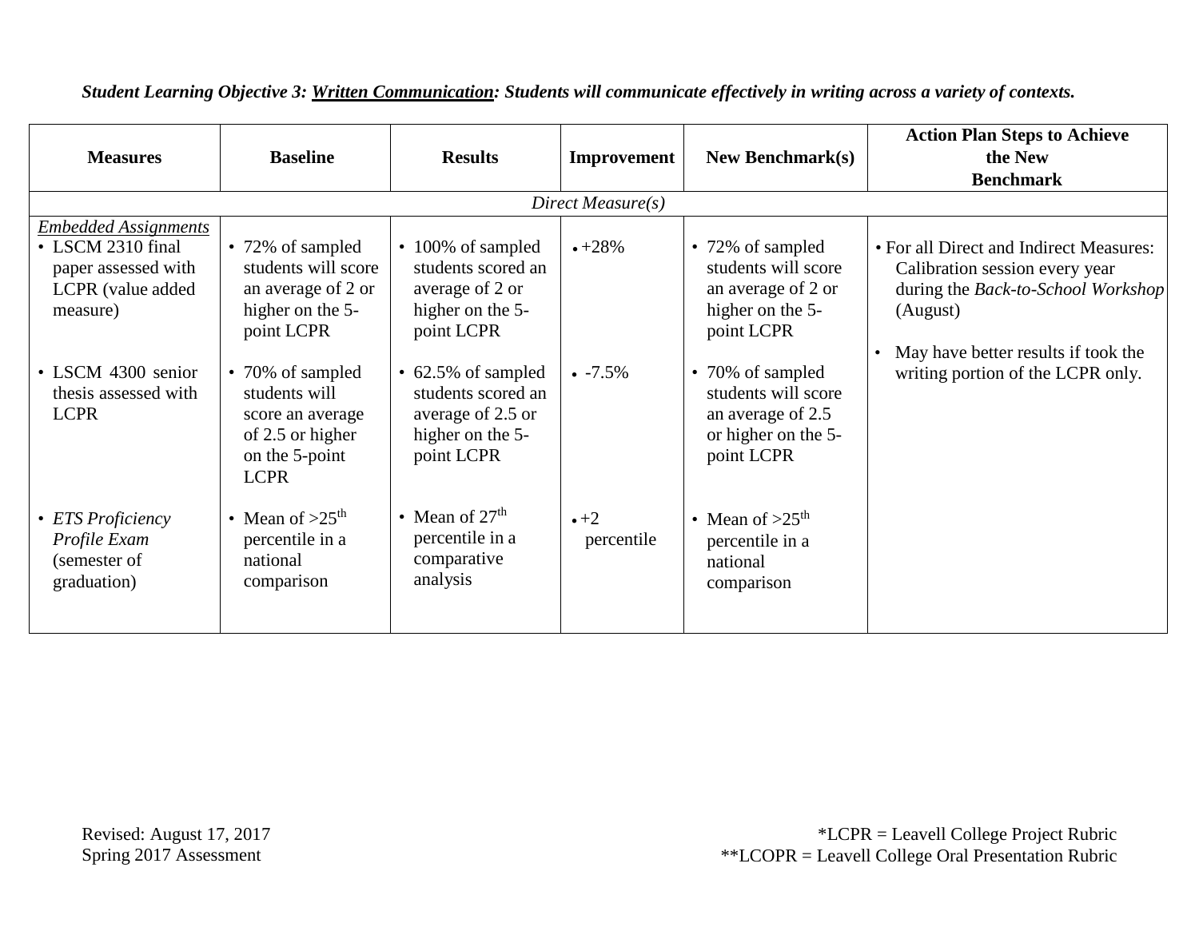***Student Learning Objective 3: <u>Written Communication</u>: Students will communicate effectively in writing across a variety of contexts.***

| Measures | Baseline | Results | Improvement | New Benchmark(s) | Action Plan Steps to Achieve the New Benchmark |
|---|---|---|---|---|---|
| *Direct Measure(s)* | | | | | |
| *<u>Embedded Assignments</u>*<br>• LSCM 2310 final paper assessed with LCPR (value added measure) | • 72% of sampled students will score an average of 2 or higher on the 5-point LCPR | • 100% of sampled students scored an average of 2 or higher on the 5-point LCPR | • +28% | • 72% of sampled students will score an average of 2 or higher on the 5-point LCPR | • For all Direct and Indirect Measures: Calibration session every year during the *Back-to-School Workshop* (August)<br>• May have better results if took the writing portion of the LCPR only. |
| • LSCM 4300 senior thesis assessed with LCPR | • 70% of sampled students will score an average of 2.5 or higher on the 5-point LCPR | • 62.5% of sampled students scored an average of 2.5 or higher on the 5-point LCPR | • -7.5% | • 70% of sampled students will score an average of 2.5 or higher on the 5-point LCPR | |
| • *ETS Proficiency Profile Exam* (semester of graduation) | • Mean of >25th percentile in a national comparison | • Mean of 27th percentile in a comparative analysis | • +2 percentile | • Mean of >25th percentile in a national comparison | |

Revised: August 17, 2017
Spring 2017 Assessment

*LCPR = Leavell College Project Rubric
**LCOPR = Leavell College Oral Presentation Rubric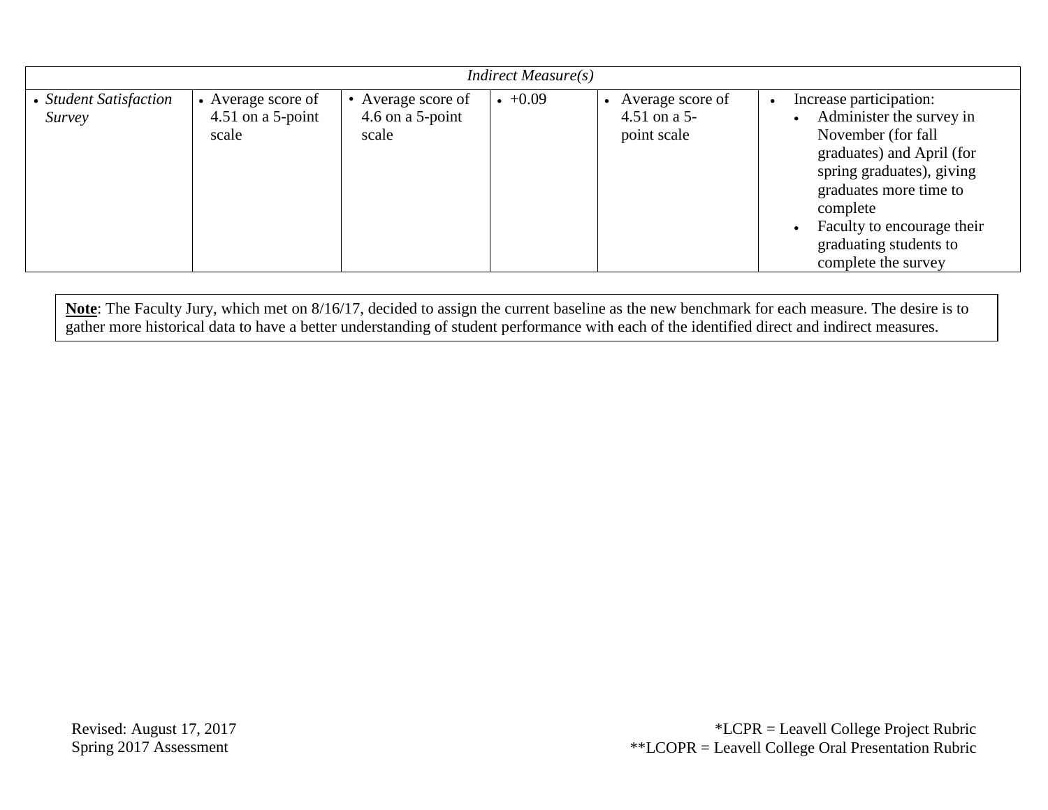| *Indirect Measure(s)* | | | | | |
|---|---|---|---|---|---|
| • *Student Satisfaction Survey* | • Average score of 4.51 on a 5-point scale | • Average score of 4.6 on a 5-point scale | • +0.09 | • Average score of 4.51 on a 5-point scale | • Increase participation: <br> • Administer the survey in November (for fall graduates) and April (for spring graduates), giving graduates more time to complete <br> • Faculty to encourage their graduating students to complete the survey |

**Note**: The Faculty Jury, which met on 8/16/17, decided to assign the current baseline as the new benchmark for each measure. The desire is to gather more historical data to have a better understanding of student performance with each of the identified direct and indirect measures.

Revised: August 17, 2017
Spring 2017 Assessment

*LCPR = Leavell College Project Rubric
**LCOPR = Leavell College Oral Presentation Rubric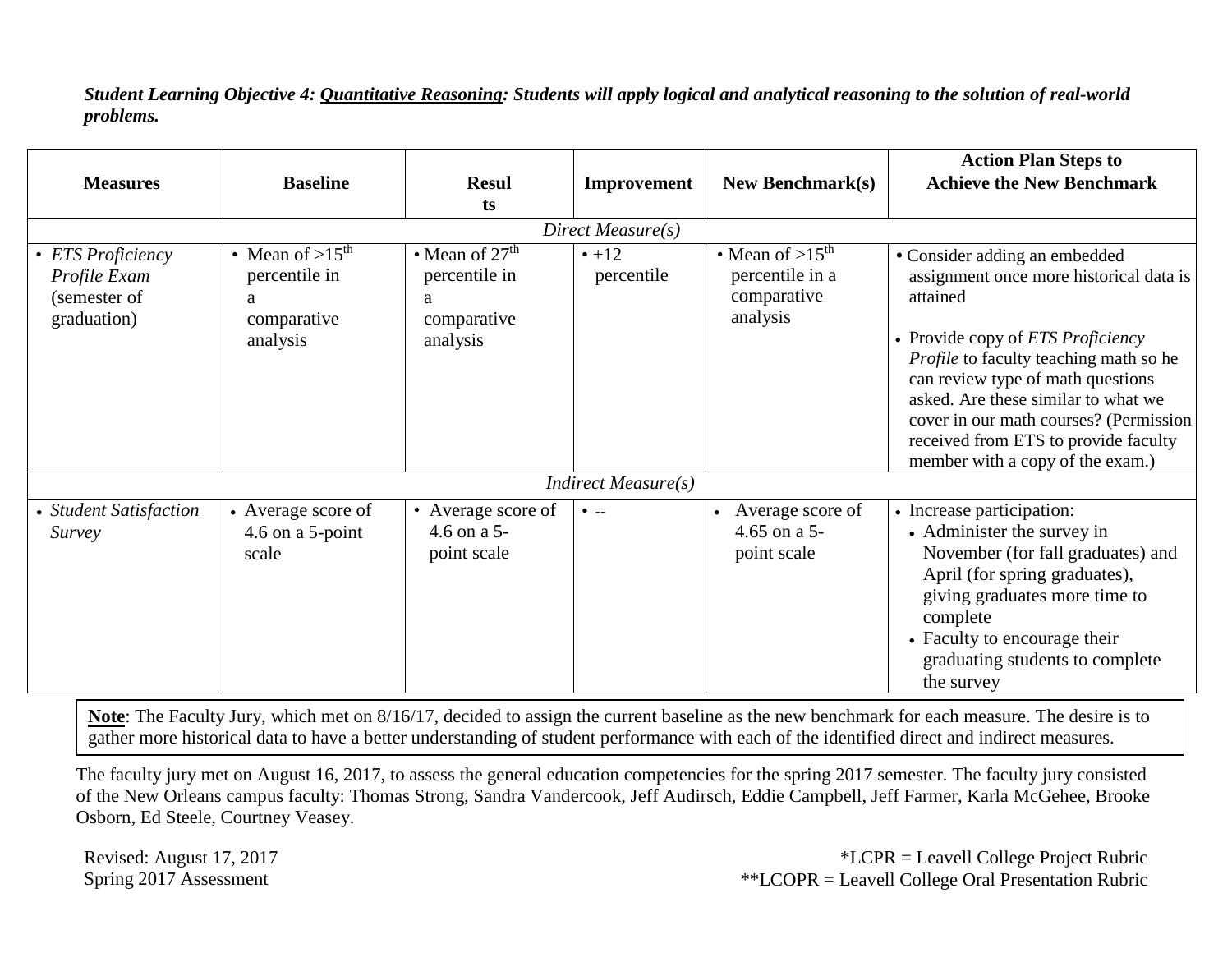***Student Learning Objective 4: Quantitative Reasoning: Students will apply logical and analytical reasoning to the solution of real-world problems.***

| Measures | Baseline | Results | Improvement | New Benchmark(s) | Action Plan Steps to Achieve the New Benchmark |
|---|---|---|---|---|---|
| *Direct Measure(s)* | | | | | |
| • *ETS Proficiency Profile Exam* (semester of graduation) | • Mean of >15th percentile in a comparative analysis | • Mean of 27th percentile in a comparative analysis | • +12 percentile | • Mean of >15th percentile in a comparative analysis | • Consider adding an embedded assignment once more historical data is attained<br>• Provide copy of *ETS Proficiency Profile* to faculty teaching math so he can review type of math questions asked. Are these similar to what we cover in our math courses? (Permission received from ETS to provide faculty member with a copy of the exam.) |
| *Indirect Measure(s)* | | | | | |
| • *Student Satisfaction Survey* | • Average score of 4.6 on a 5-point scale | • Average score of 4.6 on a 5-point scale | • -- | • Average score of 4.65 on a 5-point scale | • Increase participation:<br>• Administer the survey in November (for fall graduates) and April (for spring graduates), giving graduates more time to complete<br>• Faculty to encourage their graduating students to complete the survey |

**Note**: The Faculty Jury, which met on 8/16/17, decided to assign the current baseline as the new benchmark for each measure. The desire is to gather more historical data to have a better understanding of student performance with each of the identified direct and indirect measures.

The faculty jury met on August 16, 2017, to assess the general education competencies for the spring 2017 semester. The faculty jury consisted of the New Orleans campus faculty: Thomas Strong, Sandra Vandercook, Jeff Audirsch, Eddie Campbell, Jeff Farmer, Karla McGehee, Brooke Osborn, Ed Steele, Courtney Veasey.

Revised: August 17, 2017
Spring 2017 Assessment

*LCPR = Leavell College Project Rubric
**LCOPR = Leavell College Oral Presentation Rubric